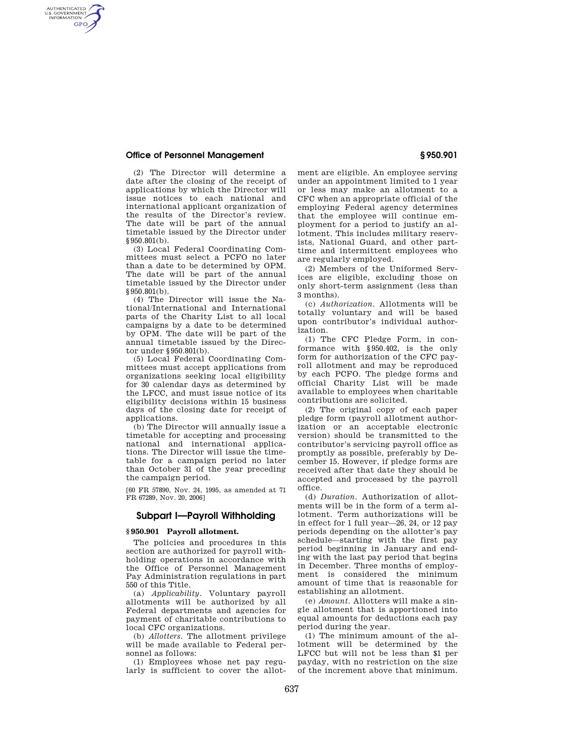(2) The Director will determine a date after the closing of the receipt of applications by which the Director will issue notices to each national and international applicant organization of the results of the Director's review. The date will be part of the annual timetable issued by the Director under §950.801(b).

(3) Local Federal Coordinating Committees must select a PCFO no later than a date to be determined by OPM. The date will be part of the annual timetable issued by the Director under §950.801(b).

(4) The Director will issue the National/International and International parts of the Charity List to all local campaigns by a date to be determined by OPM. The date will be part of the annual timetable issued by the Director under §950.801(b).

(5) Local Federal Coordinating Committees must accept applications from organizations seeking local eligibility for 30 calendar days as determined by the LFCC, and must issue notice of its eligibility decisions within 15 business days of the closing date for receipt of applications.

(b) The Director will annually issue a timetable for accepting and processing national and international applications. The Director will issue the timetable for a campaign period no later than October 31 of the year preceding the campaign period.

[60 FR 57890, Nov. 24, 1995, as amended at 71 FR 67289, Nov. 20, 2006]

## Subpart I—Payroll Withholding

### §950.901 Payroll allotment.

The policies and procedures in this section are authorized for payroll withholding operations in accordance with the Office of Personnel Management Pay Administration regulations in part 550 of this Title.

(a) *Applicability.* Voluntary payroll allotments will be authorized by all Federal departments and agencies for payment of charitable contributions to local CFC organizations.

(b) *Allotters.* The allotment privilege will be made available to Federal personnel as follows:

(1) Employees whose net pay regularly is sufficient to cover the allotment are eligible. An employee serving under an appointment limited to 1 year or less may make an allotment to a CFC when an appropriate official of the employing Federal agency determines that the employee will continue employment for a period to justify an allotment. This includes military reservists, National Guard, and other part-time and intermittent employees who are regularly employed.

(2) Members of the Uniformed Services are eligible, excluding those on only short-term assignment (less than 3 months).

(c) *Authorization.* Allotments will be totally voluntary and will be based upon contributor's individual authorization.

(1) The CFC Pledge Form, in conformance with §950.402, is the only form for authorization of the CFC payroll allotment and may be reproduced by each PCFO. The pledge forms and official Charity List will be made available to employees when charitable contributions are solicited.

(2) The original copy of each paper pledge form (payroll allotment authorization or an acceptable electronic version) should be transmitted to the contributor's servicing payroll office as promptly as possible, preferably by December 15. However, if pledge forms are received after that date they should be accepted and processed by the payroll office.

(d) *Duration.* Authorization of allotments will be in the form of a term allotment. Term authorizations will be in effect for 1 full year—26, 24, or 12 pay periods depending on the allotter's pay schedule—starting with the first pay period beginning in January and ending with the last pay period that begins in December. Three months of employment is considered the minimum amount of time that is reasonable for establishing an allotment.

(e) *Amount.* Allotters will make a single allotment that is apportioned into equal amounts for deductions each pay period during the year.

(1) The minimum amount of the allotment will be determined by the LFCC but will not be less than $1 per payday, with no restriction on the size of the increment above that minimum.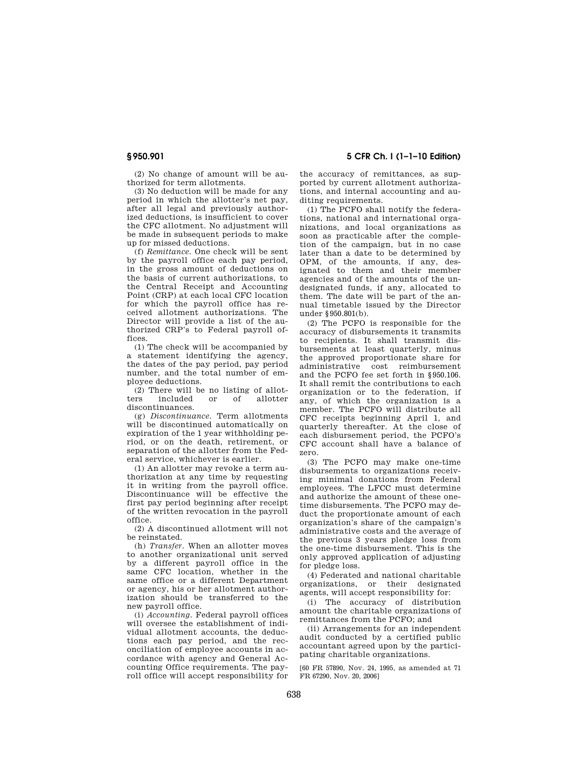(2) No change of amount will be authorized for term allotments.

(3) No deduction will be made for any period in which the allotter's net pay, after all legal and previously authorized deductions, is insufficient to cover the CFC allotment. No adjustment will be made in subsequent periods to make up for missed deductions.

(f) *Remittance*. One check will be sent by the payroll office each pay period, in the gross amount of deductions on the basis of current authorizations, to the Central Receipt and Accounting Point (CRP) at each local CFC location for which the payroll office has received allotment authorizations. The Director will provide a list of the authorized CRP's to Federal payroll offices.

(1) The check will be accompanied by a statement identifying the agency, the dates of the pay period, pay period number, and the total number of employee deductions.

(2) There will be no listing of allotters included or of allotter discontinuances.

(g) *Discontinuance*. Term allotments will be discontinued automatically on expiration of the 1 year withholding period, or on the death, retirement, or separation of the allotter from the Federal service, whichever is earlier.

(1) An allotter may revoke a term authorization at any time by requesting it in writing from the payroll office. Discontinuance will be effective the first pay period beginning after receipt of the written revocation in the payroll office.

(2) A discontinued allotment will not be reinstated.

(h) *Transfer*. When an allotter moves to another organizational unit served by a different payroll office in the same CFC location, whether in the same office or a different Department or agency, his or her allotment authorization should be transferred to the new payroll office.

(i) *Accounting*. Federal payroll offices will oversee the establishment of individual allotment accounts, the deductions each pay period, and the reconciliation of employee accounts in accordance with agency and General Accounting Office requirements. The payroll office will accept responsibility for the accuracy of remittances, as supported by current allotment authorizations, and internal accounting and auditing requirements.

(1) The PCFO shall notify the federations, national and international organizations, and local organizations as soon as practicable after the completion of the campaign, but in no case later than a date to be determined by OPM, of the amounts, if any, designated to them and their member agencies and of the amounts of the undesignated funds, if any, allocated to them. The date will be part of the annual timetable issued by the Director under §950.801(b).

(2) The PCFO is responsible for the accuracy of disbursements it transmits to recipients. It shall transmit disbursements at least quarterly, minus the approved proportionate share for administrative cost reimbursement and the PCFO fee set forth in §950.106. It shall remit the contributions to each organization or to the federation, if any, of which the organization is a member. The PCFO will distribute all CFC receipts beginning April 1, and quarterly thereafter. At the close of each disbursement period, the PCFO's CFC account shall have a balance of zero.

(3) The PCFO may make one-time disbursements to organizations receiving minimal donations from Federal employees. The LFCC must determine and authorize the amount of these one-time disbursements. The PCFO may deduct the proportionate amount of each organization's share of the campaign's administrative costs and the average of the previous 3 years pledge loss from the one-time disbursement. This is the only approved application of adjusting for pledge loss.

(4) Federated and national charitable organizations, or their designated agents, will accept responsibility for:

(i) The accuracy of distribution amount the charitable organizations of remittances from the PCFO; and

(ii) Arrangements for an independent audit conducted by a certified public accountant agreed upon by the participating charitable organizations.

[60 FR 57890, Nov. 24, 1995, as amended at 71 FR 67290, Nov. 20, 2006]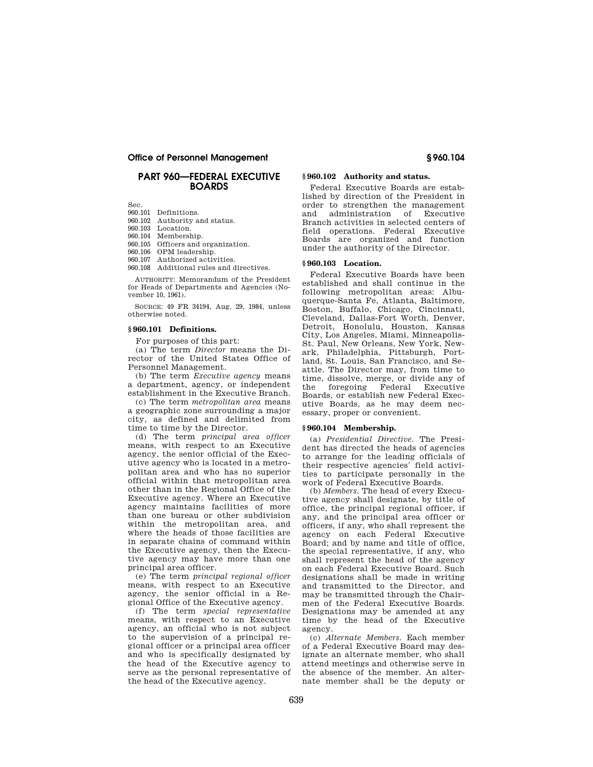## PART 960—FEDERAL EXECUTIVE BOARDS

Sec.
960.101 Definitions.
960.102 Authority and status.
960.103 Location.
960.104 Membership.
960.105 Officers and organization.
960.106 OPM leadership.
960.107 Authorized activities.
960.108 Additional rules and directives.

AUTHORITY: Memorandum of the President for Heads of Departments and Agencies (November 10, 1961).

SOURCE: 49 FR 34194, Aug. 29, 1984, unless otherwise noted.

### § 960.101 Definitions.

For purposes of this part:

(a) The term *Director* means the Director of the United States Office of Personnel Management.

(b) The term *Executive agency* means a department, agency, or independent establishment in the Executive Branch.

(c) The term *metropolitan area* means a geographic zone surrounding a major city, as defined and delimited from time to time by the Director.

(d) The term *principal area officer* means, with respect to an Executive agency, the senior official of the Executive agency who is located in a metropolitan area and who has no superior official within that metropolitan area other than in the Regional Office of the Executive agency. Where an Executive agency maintains facilities of more than one bureau or other subdivision within the metropolitan area, and where the heads of those facilities are in separate chains of command within the Executive agency, then the Executive agency may have more than one principal area officer.

(e) The term *principal regional officer* means, with respect to an Executive agency, the senior official in a Regional Office of the Executive agency.

(f) The term *special representative* means, with respect to an Executive agency, an official who is not subject to the supervision of a principal regional officer or a principal area officer and who is specifically designated by the head of the Executive agency to serve as the personal representative of the head of the Executive agency.

### § 960.102 Authority and status.

Federal Executive Boards are established by direction of the President in order to strengthen the management and administration of Executive Branch activities in selected centers of field operations. Federal Executive Boards are organized and function under the authority of the Director.

### § 960.103 Location.

Federal Executive Boards have been established and shall continue in the following metropolitan areas: Albuquerque-Santa Fe, Atlanta, Baltimore, Boston, Buffalo, Chicago, Cincinnati, Cleveland, Dallas-Fort Worth, Denver, Detroit, Honolulu, Houston, Kansas City, Los Angeles, Miami, Minneapolis-St. Paul, New Orleans, New York, Newark, Philadelphia, Pittsburgh, Portland, St. Louis, San Francisco, and Seattle. The Director may, from time to time, dissolve, merge, or divide any of the foregoing Federal Executive Boards, or establish new Federal Executive Boards, as he may deem necessary, proper or convenient.

### § 960.104 Membership.

(a) *Presidential Directive.* The President has directed the heads of agencies to arrange for the leading officials of their respective agencies' field activities to participate personally in the work of Federal Executive Boards.

(b) *Members.* The head of every Executive agency shall designate, by title of office, the principal regional officer, if any, and the principal area officer or officers, if any, who shall represent the agency on each Federal Executive Board; and by name and title of office, the special representative, if any, who shall represent the head of the agency on each Federal Executive Board. Such designations shall be made in writing and transmitted to the Director, and may be transmitted through the Chairmen of the Federal Executive Boards. Designations may be amended at any time by the head of the Executive agency.

(c) *Alternate Members.* Each member of a Federal Executive Board may designate an alternate member, who shall attend meetings and otherwise serve in the absence of the member. An alternate member shall be the deputy or